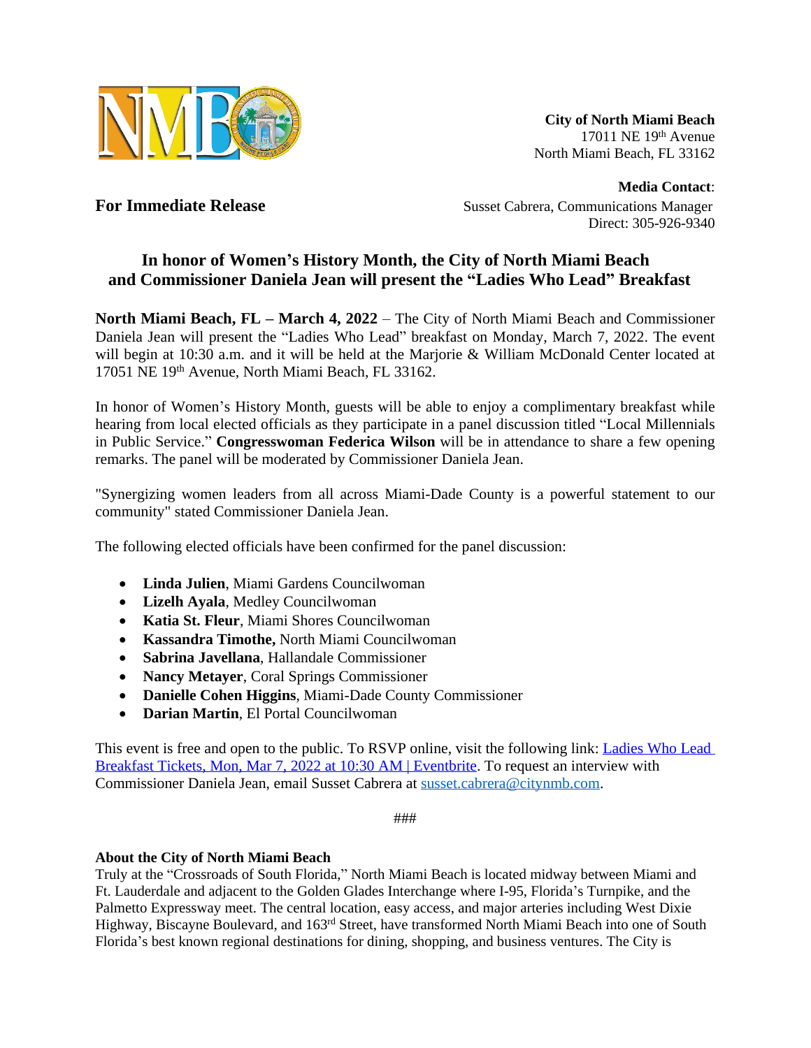**City of North Miami Beach**
17011 NE 19th Avenue
North Miami Beach, FL 33162

**Media Contact**:
Susset Cabrera, Communications Manager
Direct: 305-926-9340

**For Immediate Release**

# In honor of Women's History Month, the City of North Miami Beach and Commissioner Daniela Jean will present the "Ladies Who Lead" Breakfast

**North Miami Beach, FL – March 4, 2022** – The City of North Miami Beach and Commissioner Daniela Jean will present the "Ladies Who Lead" breakfast on Monday, March 7, 2022. The event will begin at 10:30 a.m. and it will be held at the Marjorie & William McDonald Center located at 17051 NE 19th Avenue, North Miami Beach, FL 33162.

In honor of Women's History Month, guests will be able to enjoy a complimentary breakfast while hearing from local elected officials as they participate in a panel discussion titled "Local Millennials in Public Service." **Congresswoman Federica Wilson** will be in attendance to share a few opening remarks. The panel will be moderated by Commissioner Daniela Jean.

"Synergizing women leaders from all across Miami-Dade County is a powerful statement to our community" stated Commissioner Daniela Jean.

The following elected officials have been confirmed for the panel discussion:

- **Linda Julien**, Miami Gardens Councilwoman
- **Lizelh Ayala**, Medley Councilwoman
- **Katia St. Fleur**, Miami Shores Councilwoman
- **Kassandra Timothe,** North Miami Councilwoman
- **Sabrina Javellana**, Hallandale Commissioner
- **Nancy Metayer**, Coral Springs Commissioner
- **Danielle Cohen Higgins**, Miami-Dade County Commissioner
- **Darian Martin**, El Portal Councilwoman

This event is free and open to the public. To RSVP online, visit the following link: [Ladies Who Lead Breakfast Tickets, Mon, Mar 7, 2022 at 10:30 AM | Eventbrite](). To request an interview with Commissioner Daniela Jean, email Susset Cabrera at [susset.cabrera@citynmb.com](mailto:susset.cabrera@citynmb.com).

###

**About the City of North Miami Beach**
Truly at the "Crossroads of South Florida," North Miami Beach is located midway between Miami and Ft. Lauderdale and adjacent to the Golden Glades Interchange where I-95, Florida's Turnpike, and the Palmetto Expressway meet. The central location, easy access, and major arteries including West Dixie Highway, Biscayne Boulevard, and 163rd Street, have transformed North Miami Beach into one of South Florida's best known regional destinations for dining, shopping, and business ventures. The City is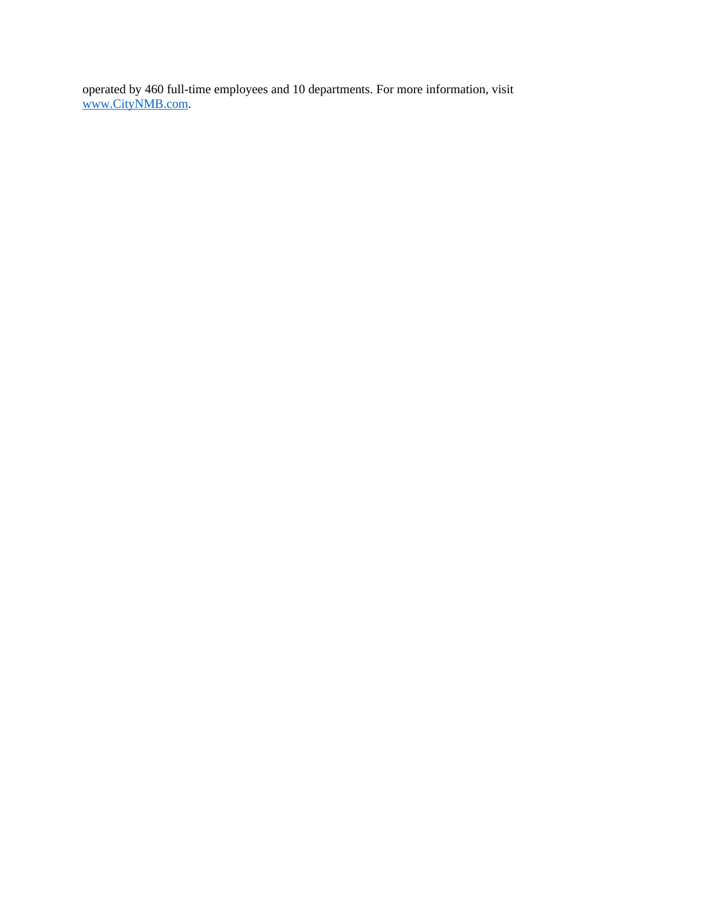operated by 460 full-time employees and 10 departments. For more information, visit [www.CityNMB.com](http://www.CityNMB.com).